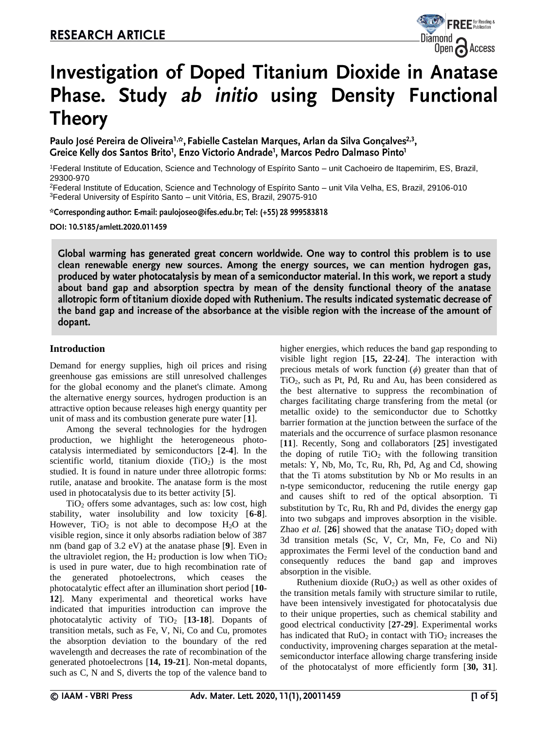RESEARCH ARTICLE

# Investigation of Doped Titanium Dioxide in Anatase Phase. Study *ab initio* using Density Functional Theory

Paulo José Pereira de Oliveira[1,*], Fabielle Castelan Marques, Arlan da Silva Gonçalves[2,3], Greice Kelly dos Santos Brito[1], Enzo Victorio Andrade[1], Marcos Pedro Dalmaso Pinto[1]

[1]Federal Institute of Education, Science and Technology of Espírito Santo – unit Cachoeiro de Itapemirim, ES, Brazil, 29300-970

[2]Federal Institute of Education, Science and Technology of Espírito Santo – unit Vila Velha, ES, Brazil, 29106-010

[3]Federal University of Espírito Santo – unit Vitória, ES, Brazil, 29075-910

*Corresponding author: E-mail: paulojoseo@ifes.edu.br; Tel: (+55) 28 999583818

DOI: 10.5185/amlett.2020.011459

**Global warming has generated great concern worldwide. One way to control this problem is to use clean renewable energy new sources. Among the energy sources, we can mention hydrogen gas, produced by water photocatalysis by mean of a semiconductor material. In this work, we report a stady about band gap and absorption spectra by mean of the density functional theory of the anatase allotropic form of titanium dioxide doped with Ruthenium. The results indicated systematic decrease of the band gap and increase of the absorbance at the visible region with the increase of the amount of dopant.**

## Introduction

Demand for energy supplies, high oil prices and rising greenhouse gas emissions are still unresolved challenges for the global economy and the planet's climate. Among the alternative energy sources, hydrogen production is an attractive option because releases high energy quantity per unit of mass and its combustion generate pure water [**1**].

Among the several technologies for the hydrogen production, we highlight the heterogeneous photocatalysis intermediated by semiconductors [**2-4**]. In the scientific world, titanium dioxide ($TiO_2$) is the most studied. It is found in nature under three allotropic forms: rutile, anatase and brookite. The anatase form is the most used in photocatalysis due to its better activity [**5**].

$TiO_2$ offers some advantages, such as: low cost, high stability, water insolubility and low toxicity [**6-8**]. However, $TiO_2$ is not able to decompose $H_2O$ at the visible region, since it only absorbs radiation below of 387 nm (band gap of 3.2 eV) at the anatase phase [**9**]. Even in the ultraviolet region, the $H_2$ production is low when $TiO_2$ is used in pure water, due to high recombination rate of the generated photoelectrons, which ceases the photocatalytic effect after an illumination short period [**10-12**]. Many experimental and theoretical works have indicated that impurities introduction can improve the photocatalytic activity of $TiO_2$ [**13-18**]. Dopants of transition metals, such as Fe, V, Ni, Co and Cu, promotes the absorption deviation to the boundary of the red wavelength and decreases the rate of recombination of the generated photoelectrons [**14, 19-21**]. Non-metal dopants, such as C, N and S, diverts the top of the valence band to higher energies, which reduces the band gap responding to visible light region [**15, 22-24**]. The interaction with precious metals of work function ($\phi$) greater than that of $TiO_2$, such as Pt, Pd, Ru and Au, has been considered as the best alternative to suppress the recombination of charges facilitating charge transfering from the metal (or metallic oxide) to the semiconductor due to Schottky barrier formation at the junction between the surface of the materials and the occurrence of surface plasmon resonance [**11**]. Recently, Song and collaborators [**25**] investigated the doping of rutile $TiO_2$ with the following transition metals: Y, Nb, Mo, Tc, Ru, Rh, Pd, Ag and Cd, showing that the Ti atoms substitution by Nb or Mo results in an n-type semiconductor, reducening the rutile energy gap and causes shift to red of the optical absorption. Ti substitution by Tc, Ru, Rh and Pd, divides the energy gap into two subgaps and improves absorption in the visible. Zhao *et al.* [**26**] showed that the anatase $TiO_2$ doped with 3d transition metals (Sc, V, Cr, Mn, Fe, Co and Ni) approximates the Fermi level of the conduction band and consequently reduces the band gap and improves absorption in the visible.

Ruthenium dioxide ($RuO_2$) as well as other oxides of the transition metals family with structure similar to rutile, have been intensively investigated for photocatalysis due to their unique properties, such as chemical stability and good electrical conductivity [**27-29**]. Experimental works has indicated that $RuO_2$ in contact with $TiO_2$ increases the conductivity, improvening charges separation at the metal-semiconductor interface allowing charge transfering inside of the photocatalyst of more efficiently form [**30, 31**].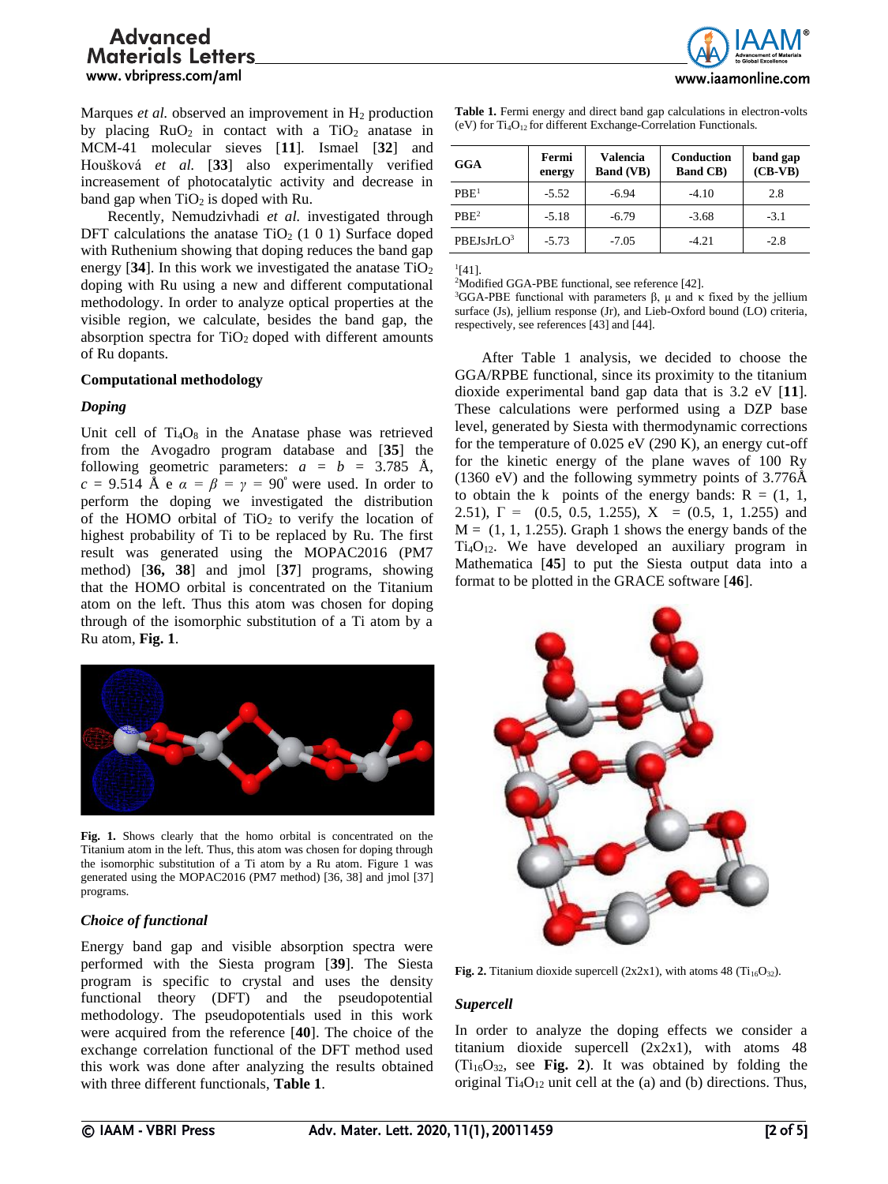Marques *et al.* observed an improvement in $H_2$ production by placing $RuO_2$ in contact with $TiO_2$ anatase in MCM-41 molecular sieves [**11**]. Ismael [**32**] and Houšková *et al.* [**33**] also experimentally verified increasement of photocatalytic activity and decrease in band gap when $TiO_2$ is doped with Ru.

Recently, Nemudzivhadi *et al.* investigated through DFT calculations the anatase $TiO_2$ (1 0 1) Surface doped with Ruthenium showing that doping reduces the band gap energy [**34**]. In this work we investigated the anatase $TiO_2$ doping with Ru using a new and different computational methodology. In order to analyze optical properties at the visible region, we calculate, besides the band gap, the absorption spectra for $TiO_2$ doped with different amounts of Ru dopants.

## Computational methodology

### *Doping*

Unit cell of $Ti_4O_8$ in the Anatase phase was retrieved from the Avogadro program database and [**35**] the following geometric parameters: $a$ = $b$ = 3.785 Å, $c$ = 9.514 Å e $\alpha$ = $\beta$ = $\gamma$ = 90° were used. In order to perform the doping we investigated the distribution of the HOMO orbital of $TiO_2$ to verify the location of highest probability of Ti to be replaced by Ru. The first result was generated using the MOPAC2016 (PM7 method) [**36, 38**] and jmol [**37**] programs, showing that the HOMO orbital is concentrated on the Titanium atom on the left. Thus this atom was chosen for doping through of the isomorphic substitution of a Ti atom by a Ru atom, **Fig. 1**.

**Fig. 1.** Shows clearly that the homo orbital is concentrated on the Titanium atom in the left. Thus, this atom was chosen for doping through the isomorphic substitution of a Ti atom by a Ru atom. Figure 1 was generated using the MOPAC2016 (PM7 method) [36, 38] and jmol [37] programs.

### *Choice of functional*

Energy band gap and visible absorption spectra were performed with the Siesta program [**39**]. The Siesta program is specific to crystal and uses the density functional theory (DFT) and the pseudopotential methodology. The pseudopotentials used in this work were acquired from the reference [**40**]. The choice of the exchange correlation functional of the DFT method used this work was done after analyzing the results obtained with three different functionals, **Table 1**.

**Table 1.** Fermi energy and direct band gap calculations in electron-volts (eV) for $Ti_4O_{12}$ for different Exchange-Correlation Functionals.

| GGA | Fermi energy | Valencia Band (VB) | Conduction Band CB) | band gap (CB-VB) |
|---|---|---|---|---|
| PBE[1] | -5.52 | -6.94 | -4.10 | 2.8 |
| PBE[2] | -5.18 | -6.79 | -3.68 | -3.1 |
| PBEJsJrLO[3] | -5.73 | -7.05 | -4.21 | -2.8 |

[1][41].
[2]Modified GGA-PBE functional, see reference [42].
[3]GGA-PBE functional with parameters β, μ and κ fixed by the jellium surface (Js), jellium response (Jr), and Lieb-Oxford bound (LO) criteria, respectively, see references [43] and [44].

After Table 1 analysis, we decided to choose the GGA/RPBE functional, since its proximity to the titanium dioxide experimental band gap data that is 3.2 eV [**11**]. These calculations were performed using a DZP base level, generated by Siesta with thermodynamic corrections for the temperature of 0.025 eV (290 K), an energy cut-off for the kinetic energy of the plane waves of 100 Ry (1360 eV) and the following symmetry points of 3.776Å to obtain the k points of the energy bands: R = (1, 1, 2.51), Γ = (0.5, 0.5, 1.255), X = (0.5, 1, 1.255) and M = (1, 1, 1.255). Graph 1 shows the energy bands of the $Ti_4O_{12}$. We have developed an auxiliary program in Mathematica [**45**] to put the Siesta output data into a format to be plotted in the GRACE software [**46**].

**Fig. 2.** Titanium dioxide supercell (2x2x1), with atoms 48 ($Ti_{16}O_{32}$).

### *Supercell*

In order to analyze the doping effects we consider a titanium dioxide supercell (2x2x1), with atoms 48 ($Ti_{16}O_{32}$, see **Fig. 2**). It was obtained by folding the original $Ti_4O_{12}$ unit cell at the (a) and (b) directions. Thus,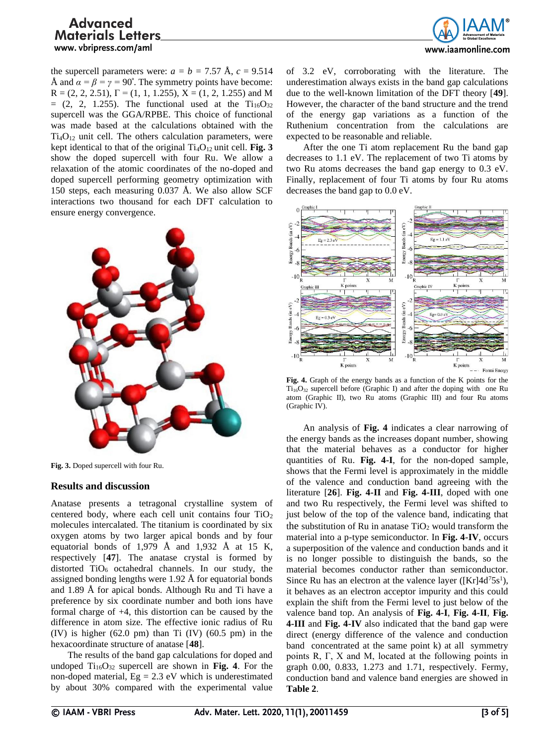the supercell parameters were: $a = b = 7.57$ Å, $c = 9.514$ Å and $\alpha = \beta = \gamma = 90^{\circ}$. The symmetry points have become: R = (2, 2, 2.51), Γ = (1, 1, 1.255), X = (1, 2, 1.255) and M = (2, 2, 1.255). The functional used at the $Ti_{16}O_{32}$ supercell was the GGA/RPBE. This choice of functional was made based at the calculations obtained with the $Ti_4O_{12}$ unit cell. The others calculation parameters, were kept identical to that of the original $Ti_4O_{12}$ unit cell. **Fig. 3** show the doped supercell with four Ru. We allow a relaxation of the atomic coordinates of the no-doped and doped supercell performing geometry optimization with 150 steps, each measuring 0.037 Å. We also allow SCF interactions two thousand for each DFT calculation to ensure energy convergence.

**Fig. 3.** Doped supercell with four Ru.

## Results and discussion

Anatase presents a tetragonal crystalline system of centered body, where each cell unit contains four $TiO_2$ molecules intercalated. The titanium is coordinated by six oxygen atoms by two larger apical bonds and by four equatorial bonds of 1,979 Å and 1,932 Å at 15 K, respectively [**47**]. The anatase crystal is formed by distorted $TiO_6$ octahedral channels. In our study, the assigned bonding lengths were 1.92 Å for equatorial bonds and 1.89 Å for apical bonds. Although Ru and Ti have a preference by six coordinate number and both ions have formal charge of +4, this distortion can be caused by the difference in atom size. The effective ionic radius of Ru (IV) is higher (62.0 pm) than Ti (IV) (60.5 pm) in the hexacoordinate structure of anatase [**48**].

The results of the band gap calculations for doped and undoped $Ti_{16}O_{32}$ supercell are shown in **Fig. 4**. For the non-doped material, Eg = 2.3 eV which is underestimated by about 30% compared with the experimental value of 3.2 eV, corroborating with the literature. The underestimation always exists in the band gap calculations due to the well-known limitation of the DFT theory [**49**]. However, the character of the band structure and the trend of the energy gap variations as a function of the Ruthenium concentration from the calculations are expected to be reasonable and reliable.

After the one Ti atom replacement Ru the band gap decreases to 1.1 eV. The replacement of two Ti atoms by two Ru atoms decreases the band gap energy to 0.3 eV. Finally, replacement of four Ti atoms by four Ru atoms decreases the band gap to 0.0 eV.

**Fig. 4.** Graph of the energy bands as a function of the K points for the $Ti_{16}O_{32}$ supercell before (Graphic I) and after the doping with one Ru atom (Graphic II), two Ru atoms (Graphic III) and four Ru atoms (Graphic IV).

An analysis of **Fig. 4** indicates a clear narrowing of the energy bands as the increases dopant number, showing that the material behaves as a conductor for higher quantities of Ru. **Fig. 4-I**, for the non-doped sample, shows that the Fermi level is approximately in the middle of the valence and conduction band agreeing with the literature [**26**]. **Fig. 4-II** and **Fig. 4-III**, doped with one and two Ru respectively, the Fermi level was shifted to just below of the top of the valence band, indicating that the substitution of Ru in anatase $TiO_2$ would transform the material into a p-type semiconductor. In **Fig. 4-IV**, occurs a superposition of the valence and conduction bands and it is no longer possible to distinguish the bands, so the material becomes conductor rather than semiconductor. Since Ru has an electron at the valence layer ($[Kr]4d^7 5s^1$), it behaves as an electron acceptor impurity and this could explain the shift from the Fermi level to just below of the valence band top. An analysis of **Fig. 4-I**, **Fig. 4-II**, **Fig. 4-III** and **Fig. 4-IV** also indicated that the band gap were direct (energy difference of the valence and conduction band concentrated at the same point k) at all symmetry points R, Γ, X and M, located at the following points in graph 0.00, 0.833, 1.273 and 1.71, respectively. Fermy, conduction band and valence band energies are showed in **Table 2**.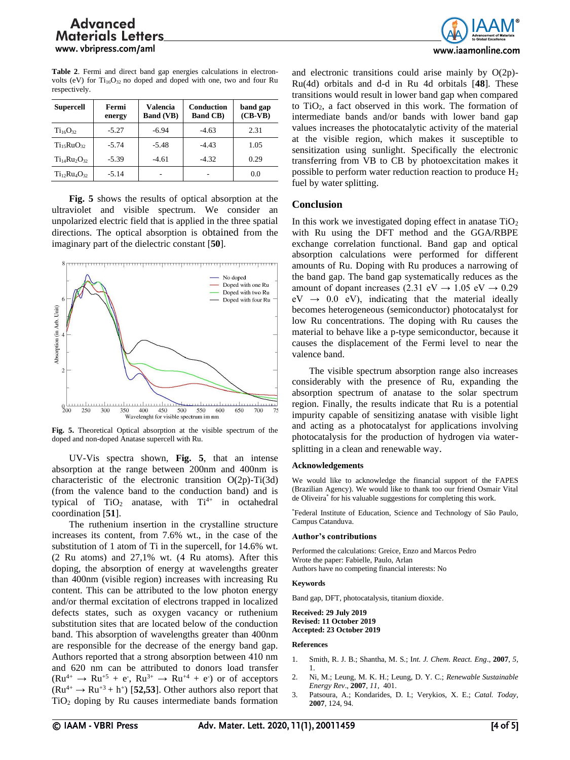**Table 2**. Fermi and direct band gap energies calculations in electron-volts (eV) for $Ti_{16}O_{32}$ no doped and doped with one, two and four Ru respectively.

| Supercell | Fermi energy | Valencia Band (VB) | Conduction Band CB) | band gap (CB-VB) |
|---|---|---|---|---|
| $Ti_{16}O_{32}$ | -5.27 | -6.94 | -4.63 | 2.31 |
| $Ti_{15}RuO_{32}$ | -5.74 | -5.48 | -4.43 | 1.05 |
| $Ti_{14}Ru_2O_{32}$ | -5.39 | -4.61 | -4.32 | 0.29 |
| $Ti_{12}Ru_4O_{32}$ | -5.14 | - | - | 0.0 |

**Fig. 5** shows the results of optical absorption at the ultraviolet and visible spectrum. We consider an unpolarized electric field that is applied in the three spatial directions. The optical absorption is obtained from the imaginary part of the dielectric constant [**50**].

**Fig. 5.** Theoretical Optical absorption at the visible spectrum of the doped and non-doped Anatase supercell with Ru.

UV-Vis spectra shown, **Fig. 5**, that an intense absorption at the range between 200nm and 400nm is characteristic of the electronic transition O(2p)-Ti(3d) (from the valence band to the conduction band) and is typical of $TiO_2$ anatase, with $Ti^{4+}$ in octahedral coordination [**51**].

The ruthenium insertion in the crystalline structure increases its content, from 7.6% wt., in the case of the substitution of 1 atom of Ti in the supercell, for 14.6% wt. (2 Ru atoms) and 27,1% wt. (4 Ru atoms). After this doping, the absorption of energy at wavelengths greater than 400nm (visible region) increases with increasing Ru content. This can be attributed to the low photon energy and/or thermal excitation of electrons trapped in localized defects states, such as oxygen vacancy or ruthenium substitution sites that are located below of the conduction band. This absorption of wavelengths greater than 400nm are responsible for the decrease of the energy band gap. Authors reported that a strong absorption between 410 nm and 620 nm can be attributed to donors load transfer ($Ru^{4+} \rightarrow Ru^{+5} + e^{-}$, $Ru^{3+} \rightarrow Ru^{+4} + e^{-}$) or of acceptors ($Ru^{4+} \rightarrow Ru^{+3} + h^{+}$) [**52,53**]. Other authors also report that $TiO_2$ doping by Ru causes intermediate bands formation and electronic transitions could arise mainly by O(2p)-Ru(4d) orbitals and d-d in Ru 4d orbitals [**48**]. These transitions would result in lower band gap when compared to $TiO_2$, a fact observed in this work. The formation of intermediate bands and/or bands with lower band gap values increases the photocatalytic activity of the material at the visible region, which makes it susceptible to sensitization using sunlight. Specifically the electronic transferring from VB to CB by photoexcitation makes it possible to perform water reduction reaction to produce $H_2$ fuel by water splitting.

## Conclusion

In this work we investigated doping effect in anatase $TiO_2$ with Ru using the DFT method and the GGA/RBPE exchange correlation functional. Band gap and optical absorption calculations were performed for different amounts of Ru. Doping with Ru produces a narrowing of the band gap. The band gap systematically reduces as the amount of dopant increases (2.31 eV → 1.05 eV → 0.29 eV → 0.0 eV), indicating that the material ideally becomes heterogeneous (semiconductor) photocatalyst for low Ru concentrations. The doping with Ru causes the material to behave like a p-type semiconductor, because it causes the displacement of the Fermi level to near the valence band.

The visible spectrum absorption range also increases considerably with the presence of Ru, expanding the absorption spectrum of anatase to the solar spectrum region. Finally, the results indicate that Ru is a potential impurity capable of sensitizing anatase with visible light and acting as a photocatalyst for applications involving photocatalysis for the production of hydrogen via water-splitting in a clean and renewable way.

### Acknowledgements

We would like to acknowledge the financial support of the FAPES (Brazilian Agency). We would like to thank too our friend Osmair Vital de Oliveira* for his valuable suggestions for completing this work.

*Federal Institute of Education, Science and Technology of São Paulo, Campus Catanduva.

### Author's contributions

Performed the calculations: Greice, Enzo and Marcos Pedro
Wrote the paper: Fabielle, Paulo, Arlan
Authors have no competing financial interests: No

### Keywords

Band gap, DFT, photocatalysis, titanium dioxide.

**Received: 29 July 2019**
**Revised: 11 October 2019**
**Accepted: 23 October 2019**

### References

1. Smith, R. J. B.; Shantha, M. S.; I*nt. J. Chem. React. Eng*., **2007**, *5*, 1.
2. Ni, M.; Leung, M. K. H.; Leung, D. Y. C.; *Renewable Sustainable Energy Rev*., **2007**, *11*, 401.
3. Patsoura, A.; Kondarides, D. I.; Verykios, X. E.; *Catal. Today*, **2007**, 124, 94.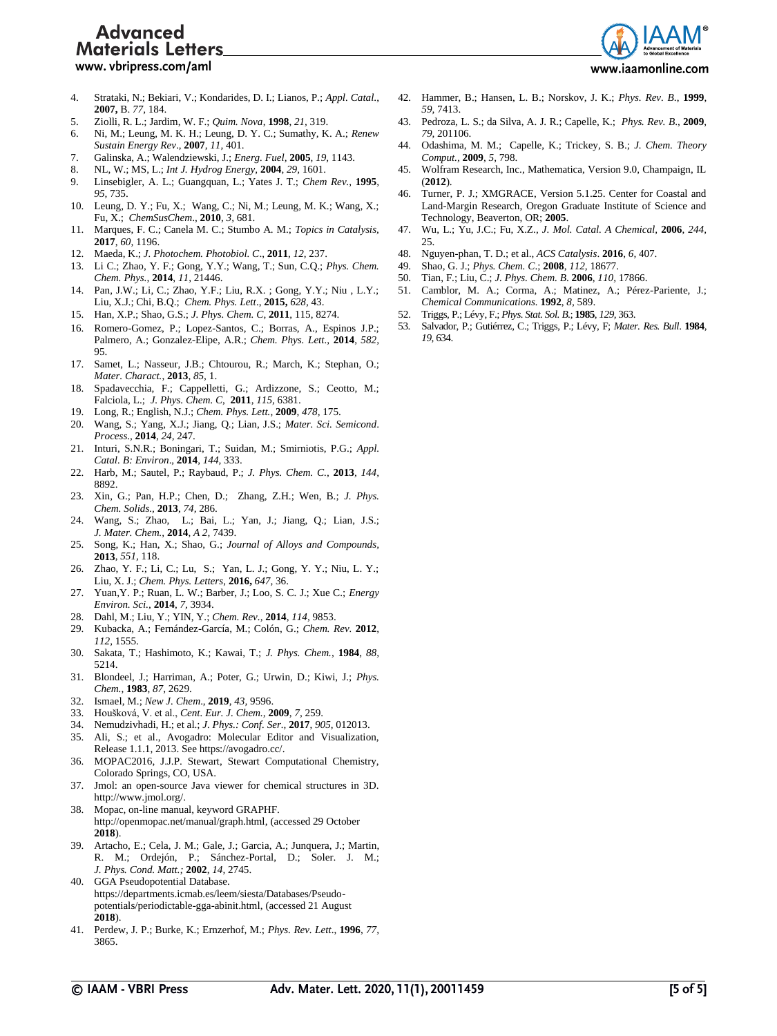4. Strataki, N.; Bekiari, V.; Kondarides, D. I.; Lianos, P.; *Appl. Catal.*, **2007,** B. *77*, 184.
5. Ziolli, R. L.; Jardim, W. F.; *Quim. Nova*, **1998**, *21*, 319.
6. Ni, M.; Leung, M. K. H.; Leung, D. Y. C.; Sumathy, K. A.; *Renew Sustain Energy Rev*., **2007**, *11*, 401.
7. Galinska, A.; Walendziewski, J.; *Energ. Fuel*, **2005**, *19*, 1143.
8. NL, W.; MS, L.; *Int J. Hydrog Energy*, **2004**, *29*, 1601.
9. Linsebigler, A. L.; Guangquan, L.; Yates J. T.; *Chem Rev.*, **1995**, *95*, 735.
10. Leung, D. Y.; Fu, X.; Wang, C.; Ni, M.; Leung, M. K.; Wang, X.; Fu, X.; *ChemSusChem*., **2010**, *3*, 681.
11. Marques, F. C.; Canela M. C.; Stumbo A. M.; *Topics in Catalysis*, **2017**, *60*, 1196.
12. Maeda, K.; *J. Photochem. Photobiol. C*., **2011**, *12*, 237.
13. Li C.; Zhao, Y. F.; Gong, Y.Y.; Wang, T.; Sun, C.Q.; *Phys. Chem. Chem. Phys.*, **2014**, *11*, 21446.
14. Pan, J.W.; Li, C.; Zhao, Y.F.; Liu, R.X. ; Gong, Y.Y.; Niu , L.Y.; Liu, X.J.; Chi, B.Q.; *Chem. Phys. Lett*., **2015,** *628*, 43.
15. Han, X.P.; Shao, G.S.; *J. Phys. Chem. C,* **2011**, 115, 8274.
16. Romero-Gomez, P.; Lopez-Santos, C.; Borras, A., Espinos J.P.; Palmero, A.; Gonzalez-Elipe, A.R.; *Chem. Phys. Lett*., **2014**, *582*, 95.
17. Samet, L.; Nasseur, J.B.; Chtourou, R.; March, K.; Stephan, O.; *Mater. Charact.*, **2013**, *85*, 1.
18. Spadavecchia, F.; Cappelletti, G.; Ardizzone, S.; Ceotto, M.; Falciola, L.; *J. Phys. Chem. C,* **2011**, *115*, 6381.
19. Long, R.; English, N.J.; *Chem. Phys. Lett.*, **2009**, *478*, 175.
20. Wang, S.; Yang, X.J.; Jiang, Q.; Lian, J.S.; *Mater. Sci. Semicond. Process*., **2014**, *24*, 247.
21. Inturi, S.N.R.; Boningari, T.; Suidan, M.; Smirniotis, P.G.; *Appl. Catal. B: Environ*., **2014**, *144*, 333.
22. Harb, M.; Sautel, P.; Raybaud, P.; *J. Phys. Chem. C.*, **2013**, *144*, 8892.
23. Xin, G.; Pan, H.P.; Chen, D.; Zhang, Z.H.; Wen, B.; *J. Phys. Chem. Solids*., **2013**, *74*, 286.
24. Wang, S.; Zhao, L.; Bai, L.; Yan, J.; Jiang, Q.; Lian, J.S.; *J. Mater. Chem.*, **2014**, *A 2*, 7439.
25. Song, K.; Han, X.; Shao, G.; *Journal of Alloys and Compounds*, **2013**, *551*, 118.
26. Zhao, Y. F.; Li, C.; Lu, S.; Yan, L. J.; Gong, Y. Y.; Niu, L. Y.; Liu, X. J.; *Chem. Phys. Letters*, **2016,** *647*, 36.
27. Yuan,Y. P.; Ruan, L. W.; Barber, J.; Loo, S. C. J.; Xue C.; *Energy Environ. Sci.*, **2014**, *7*, 3934.
28. Dahl, M.; Liu, Y.; YIN, Y.; *Chem. Rev.*, **2014**, *114*, 9853.
29. Kubacka, A.; Fernández-García, M.; Colón, G.; *Chem. Rev.* **2012**, *112*, 1555.
30. Sakata, T.; Hashimoto, K.; Kawai, T.; *J. Phys. Chem.*, **1984**, *88*, 5214.
31. Blondeel, J.; Harriman, A.; Poter, G.; Urwin, D.; Kiwi, J.; *Phys. Chem.*, **1983**, *87*, 2629.
32. Ismael, M.; *New J. Chem*., **2019**, *43*, 9596.
33. Housková, V. et al., *Cent. Eur. J. Chem.*, **2009**, *7*, 259.
34. Nemudzivhadi, H.; et al.; *J. Phys.: Conf. Ser.*, **2017**, *905*, 012013.
35. Ali, S.; et al., Avogadro: Molecular Editor and Visualization, Release 1.1.1, 2013. See https://avogadro.cc/.
36. MOPAC2016, J.J.P. Stewart, Stewart Computational Chemistry, Colorado Springs, CO, USA.
37. Jmol: an open-source Java viewer for chemical structures in 3D. http://www.jmol.org/.
38. Mopac, on-line manual, keyword GRAPHF. http://openmopac.net/manual/graph.html, (accessed 29 October **2018**).
39. Artacho, E.; Cela, J. M.; Gale, J.; Garcia, A.; Junquera, J.; Martin, R. M.; Ordejón, P.; Sánchez-Portal, D.; Soler. J. M.; *J. Phys. Cond. Matt.;* **2002**, *14*, 2745.
40. GGA Pseudopotential Database. https://departments.icmab.es/leem/siesta/Databases/Pseudo-potentials/periodictable-gga-abinit.html, (accessed 21 August **2018**).
41. Perdew, J. P.; Burke, K.; Ernzerhof, M.; *Phys. Rev. Lett*., **1996**, *77*, 3865.
42. Hammer, B.; Hansen, L. B.; Norskov, J. K.; *Phys. Rev. B*., **1999**, *59*, 7413.
43. Pedroza, L. S.; da Silva, A. J. R.; Capelle, K.; *Phys. Rev. B*., **2009**, *79*, 201106.
44. Odashima, M. M.; Capelle, K.; Trickey, S. B.; *J. Chem. Theory Comput.*, **2009**, *5*, 798.
45. Wolfram Research, Inc., Mathematica, Version 9.0, Champaign, IL (**2012**).
46. Turner, P. J.; XMGRACE, Version 5.1.25. Center for Coastal and Land-Margin Research, Oregon Graduate Institute of Science and Technology, Beaverton, OR; **2005**.
47. Wu, L.; Yu, J.C.; Fu, X.Z., *J. Mol. Catal. A Chemical*, **2006**, *244*, 25.
48. Nguyen-phan, T. D.; et al., *ACS Catalysis*. **2016**, *6*, 407.
49. Shao, G. J.; *Phys. Chem. C.*; **2008**, *112*, 18677.
50. Tian, F.; Liu, C.; *J. Phys. Chem. B*. **2006**, *110*, 17866.
51. Camblor, M. A.; Corma, A.; Matinez, A.; Pérez-Pariente, J.; *Chemical Communications.* **1992**, *8*, 589.
52. Triggs, P.; Lévy, F.; *Phys. Stat. Sol. B.*; **1985**, *129*, 363.
53. Salvador, P.; Gutiérrez, C.; Triggs, P.; Lévy, F; *Mater. Res. Bull*. **1984**, *19*, 634.